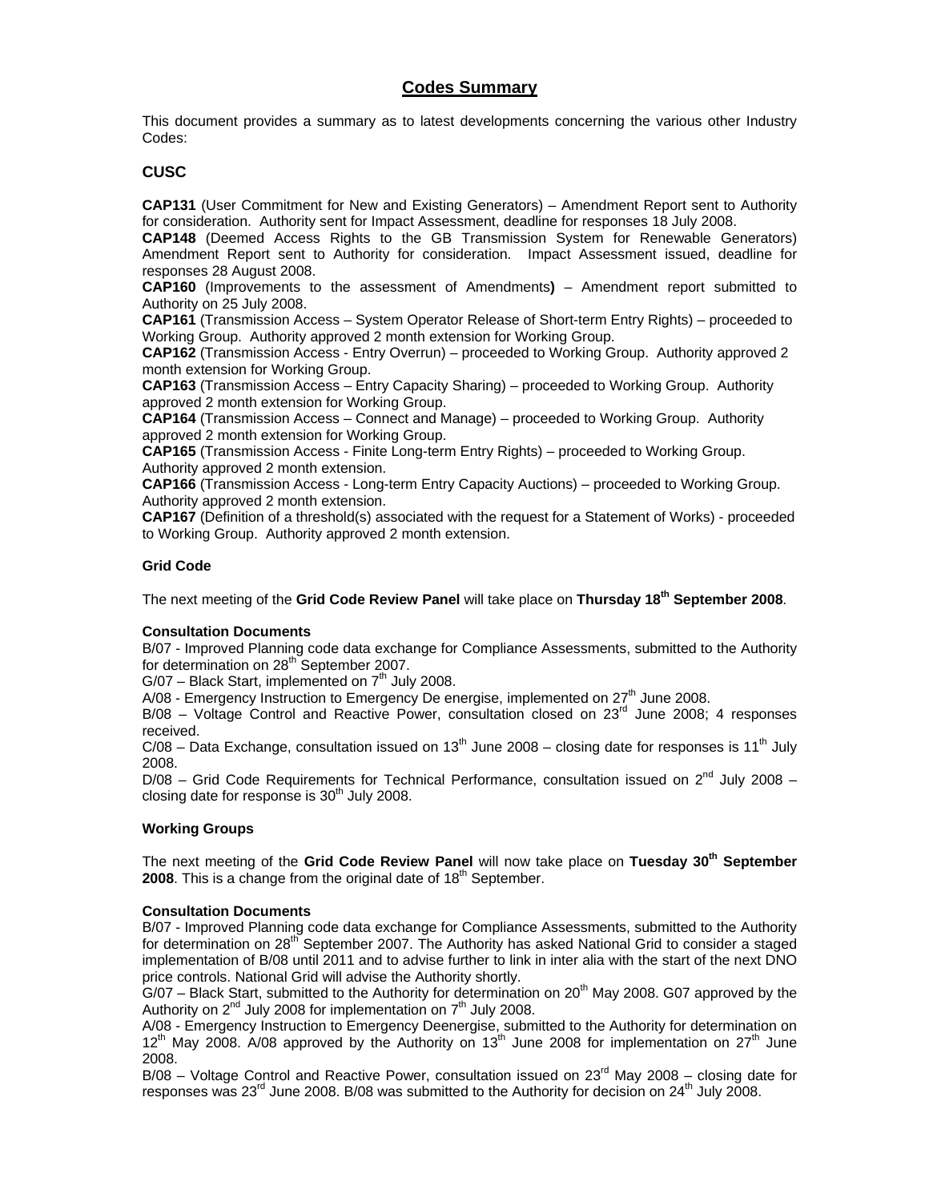# Codes Summary

This document provides a summary as to latest developments concerning the various other Industry Codes:

## CUSC

**CAP131** (User Commitment for New and Existing Generators) – Amendment Report sent to Authority for consideration. Authority sent for Impact Assessment, deadline for responses 18 July 2008.

**CAP148** (Deemed Access Rights to the GB Transmission System for Renewable Generators) Amendment Report sent to Authority for consideration. Impact Assessment issued, deadline for responses 28 August 2008.

**CAP160** (Improvements to the assessment of Amendments**)** – Amendment report submitted to Authority on 25 July 2008.

**CAP161** (Transmission Access – System Operator Release of Short-term Entry Rights) – proceeded to Working Group. Authority approved 2 month extension for Working Group.

**CAP162** (Transmission Access - Entry Overrun) – proceeded to Working Group. Authority approved 2 month extension for Working Group.

**CAP163** (Transmission Access – Entry Capacity Sharing) – proceeded to Working Group. Authority approved 2 month extension for Working Group.

**CAP164** (Transmission Access – Connect and Manage) – proceeded to Working Group. Authority approved 2 month extension for Working Group.

**CAP165** (Transmission Access - Finite Long-term Entry Rights) – proceeded to Working Group. Authority approved 2 month extension.

**CAP166** (Transmission Access - Long-term Entry Capacity Auctions) – proceeded to Working Group. Authority approved 2 month extension.

**CAP167** (Definition of a threshold(s) associated with the request for a Statement of Works) - proceeded to Working Group. Authority approved 2 month extension.

### Grid Code

The next meeting of the **Grid Code Review Panel** will take place on **Thursday 18th September 2008**.

#### Consultation Documents

B/07 - Improved Planning code data exchange for Compliance Assessments, submitted to the Authority for determination on 28th September 2007.

G/07 – Black Start, implemented on 7th July 2008.

A/08 - Emergency Instruction to Emergency De energise, implemented on 27th June 2008.

B/08 – Voltage Control and Reactive Power, consultation closed on 23rd June 2008; 4 responses received.

C/08 – Data Exchange, consultation issued on 13th June 2008 – closing date for responses is 11th July 2008.

D/08 – Grid Code Requirements for Technical Performance, consultation issued on 2nd July 2008 – closing date for response is 30th July 2008.

### Working Groups

The next meeting of the **Grid Code Review Panel** will now take place on **Tuesday 30th September 2008**. This is a change from the original date of 18th September.

#### Consultation Documents

B/07 - Improved Planning code data exchange for Compliance Assessments, submitted to the Authority for determination on 28th September 2007. The Authority has asked National Grid to consider a staged implementation of B/08 until 2011 and to advise further to link in inter alia with the start of the next DNO price controls. National Grid will advise the Authority shortly.

G/07 – Black Start, submitted to the Authority for determination on 20th May 2008. G07 approved by the Authority on 2nd July 2008 for implementation on 7th July 2008.

A/08 - Emergency Instruction to Emergency Deenergise, submitted to the Authority for determination on 12th May 2008. A/08 approved by the Authority on 13th June 2008 for implementation on 27th June 2008.

B/08 – Voltage Control and Reactive Power, consultation issued on 23rd May 2008 – closing date for responses was 23rd June 2008. B/08 was submitted to the Authority for decision on 24th July 2008.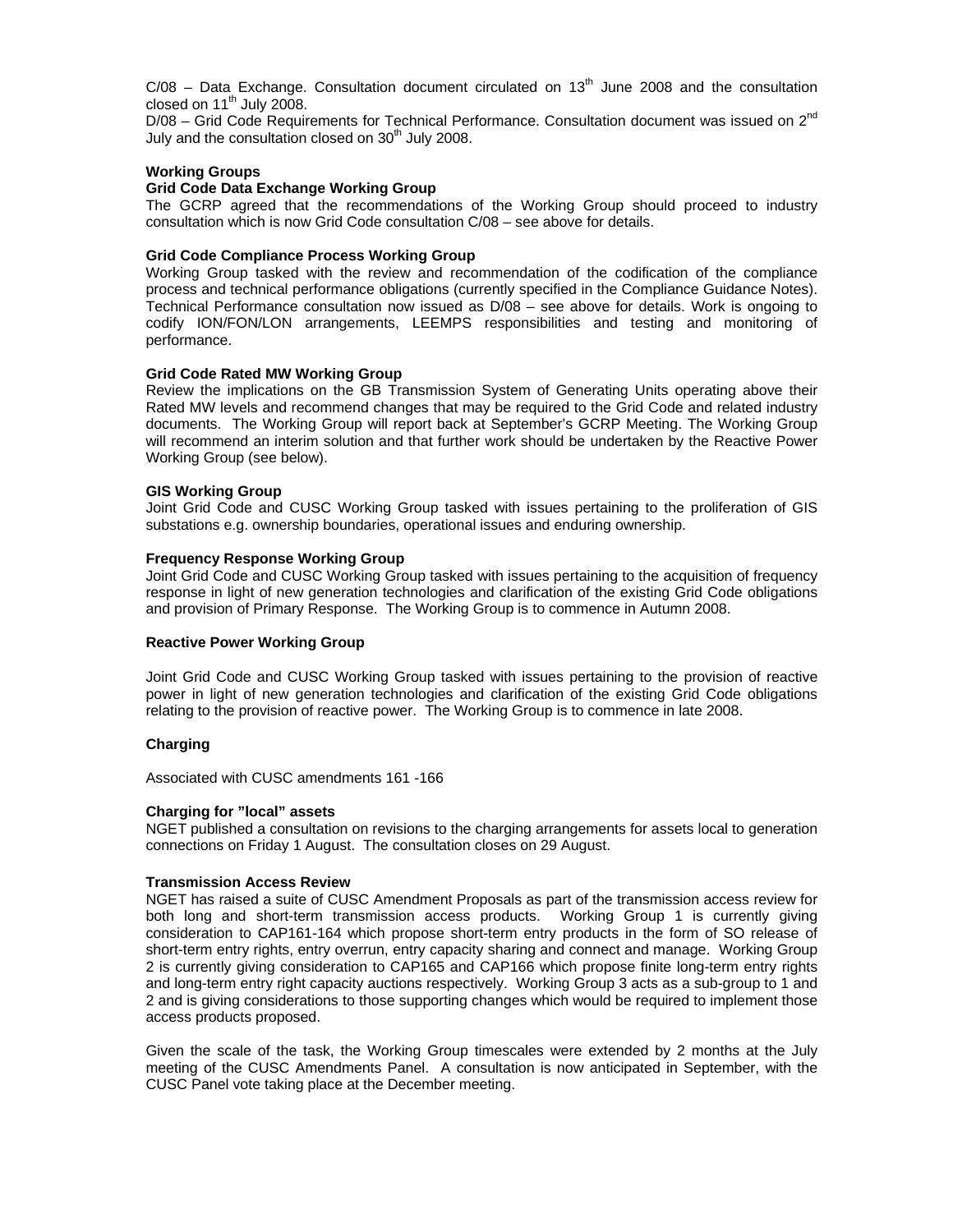C/08 – Data Exchange. Consultation document circulated on 13th June 2008 and the consultation closed on 11th July 2008.
D/08 – Grid Code Requirements for Technical Performance. Consultation document was issued on 2nd July and the consultation closed on 30th July 2008.

**Working Groups**

**Grid Code Data Exchange Working Group**

The GCRP agreed that the recommendations of the Working Group should proceed to industry consultation which is now Grid Code consultation C/08 – see above for details.

**Grid Code Compliance Process Working Group**

Working Group tasked with the review and recommendation of the codification of the compliance process and technical performance obligations (currently specified in the Compliance Guidance Notes). Technical Performance consultation now issued as D/08 – see above for details. Work is ongoing to codify ION/FON/LON arrangements, LEEMPS responsibilities and testing and monitoring of performance.

**Grid Code Rated MW Working Group**

Review the implications on the GB Transmission System of Generating Units operating above their Rated MW levels and recommend changes that may be required to the Grid Code and related industry documents. The Working Group will report back at September's GCRP Meeting. The Working Group will recommend an interim solution and that further work should be undertaken by the Reactive Power Working Group (see below).

**GIS Working Group**

Joint Grid Code and CUSC Working Group tasked with issues pertaining to the proliferation of GIS substations e.g. ownership boundaries, operational issues and enduring ownership.

**Frequency Response Working Group**

Joint Grid Code and CUSC Working Group tasked with issues pertaining to the acquisition of frequency response in light of new generation technologies and clarification of the existing Grid Code obligations and provision of Primary Response. The Working Group is to commence in Autumn 2008.

**Reactive Power Working Group**

Joint Grid Code and CUSC Working Group tasked with issues pertaining to the provision of reactive power in light of new generation technologies and clarification of the existing Grid Code obligations relating to the provision of reactive power. The Working Group is to commence in late 2008.

**Charging**

Associated with CUSC amendments 161 -166

**Charging for "local" assets**

NGET published a consultation on revisions to the charging arrangements for assets local to generation connections on Friday 1 August. The consultation closes on 29 August.

**Transmission Access Review**

NGET has raised a suite of CUSC Amendment Proposals as part of the transmission access review for both long and short-term transmission access products. Working Group 1 is currently giving consideration to CAP161-164 which propose short-term entry products in the form of SO release of short-term entry rights, entry overrun, entry capacity sharing and connect and manage. Working Group 2 is currently giving consideration to CAP165 and CAP166 which propose finite long-term entry rights and long-term entry right capacity auctions respectively. Working Group 3 acts as a sub-group to 1 and 2 and is giving considerations to those supporting changes which would be required to implement those access products proposed.

Given the scale of the task, the Working Group timescales were extended by 2 months at the July meeting of the CUSC Amendments Panel. A consultation is now anticipated in September, with the CUSC Panel vote taking place at the December meeting.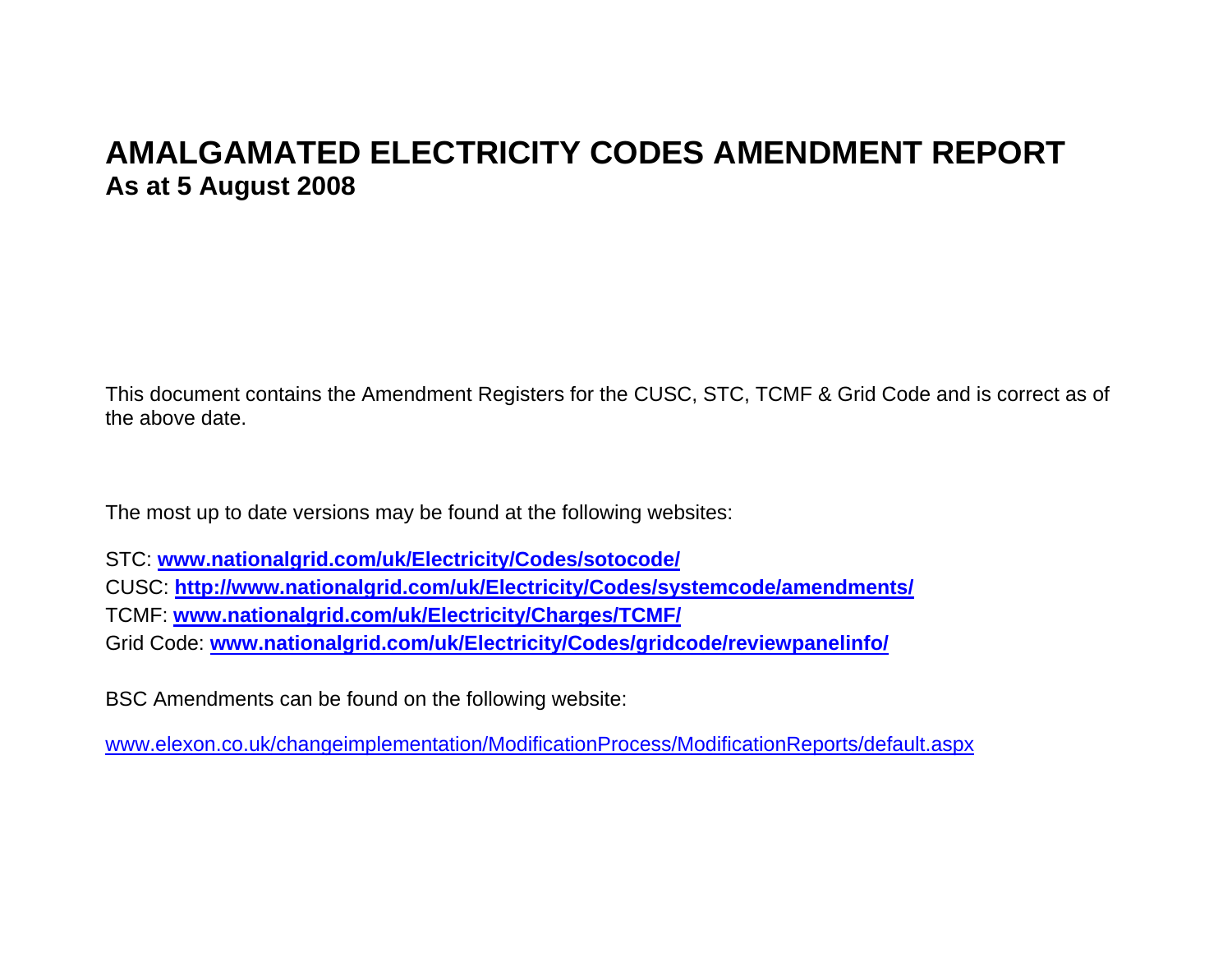# AMALGAMATED ELECTRICITY CODES AMENDMENT REPORT

**As at 5 August 2008**

This document contains the Amendment Registers for the CUSC, STC, TCMF & Grid Code and is correct as of the above date.

The most up to date versions may be found at the following websites:

STC: **www.nationalgrid.com/uk/Electricity/Codes/sotocode/**
CUSC: **http://www.nationalgrid.com/uk/Electricity/Codes/systemcode/amendments/**
TCMF: **www.nationalgrid.com/uk/Electricity/Charges/TCMF/**
Grid Code: **www.nationalgrid.com/uk/Electricity/Codes/gridcode/reviewpanelinfo/**

BSC Amendments can be found on the following website:

www.elexon.co.uk/changeimplementation/ModificationProcess/ModificationReports/default.aspx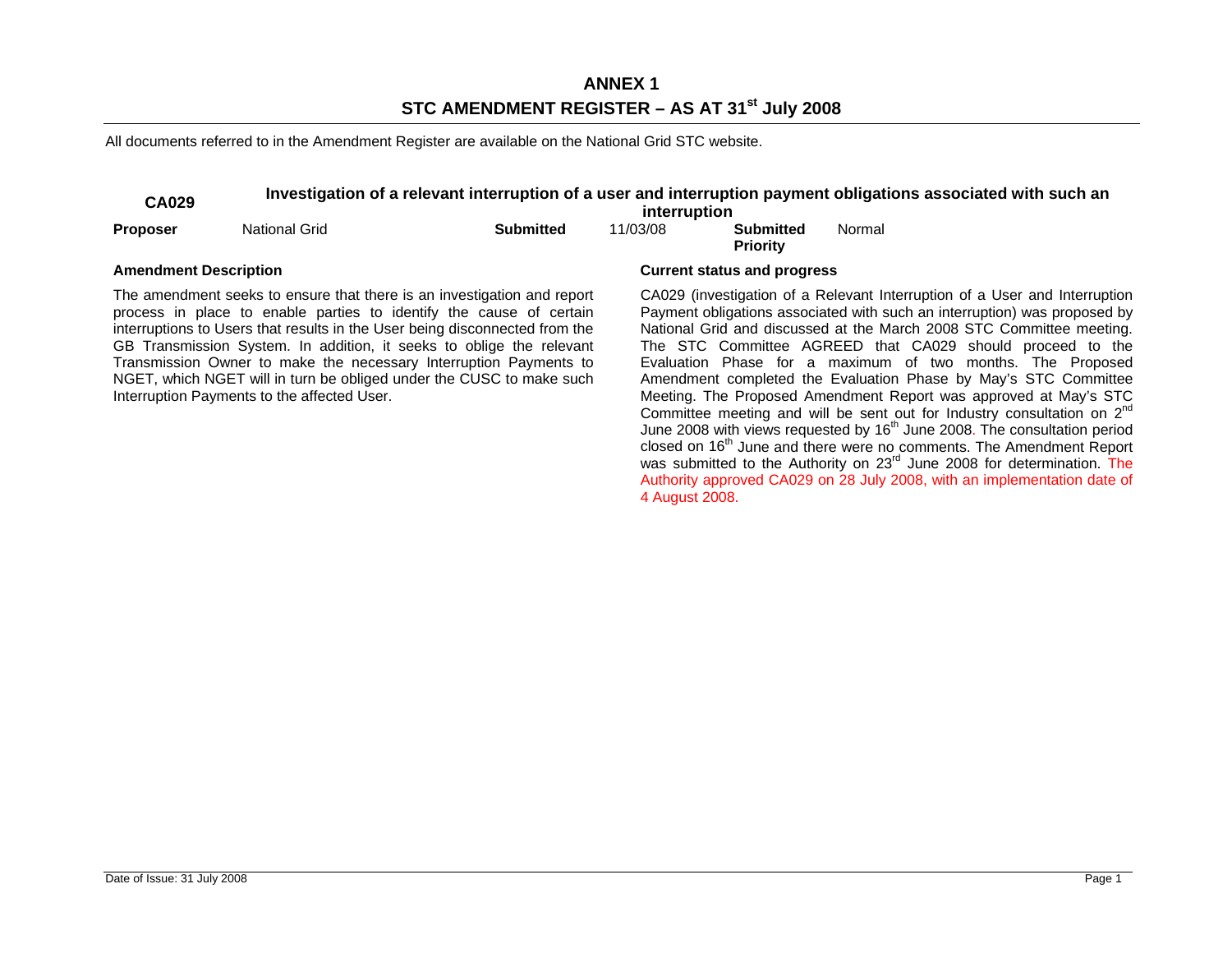# ANNEX 1

## STC AMENDMENT REGISTER – AS AT 31st July 2008

All documents referred to in the Amendment Register are available on the National Grid STC website.

| **CA029** | **Investigation of a relevant interruption of a user and interruption payment obligations associated with such an interruption** | | | | |
|---|---|---|---|---|---|
| **Proposer** | National Grid | **Submitted** | 11/03/08 | **Submitted Priority** | Normal |

**Amendment Description**

The amendment seeks to ensure that there is an investigation and report process in place to enable parties to identify the cause of certain interruptions to Users that results in the User being disconnected from the GB Transmission System. In addition, it seeks to oblige the relevant Transmission Owner to make the necessary Interruption Payments to NGET, which NGET will in turn be obliged under the CUSC to make such Interruption Payments to the affected User.

**Current status and progress**

CA029 (investigation of a Relevant Interruption of a User and Interruption Payment obligations associated with such an interruption) was proposed by National Grid and discussed at the March 2008 STC Committee meeting. The STC Committee AGREED that CA029 should proceed to the Evaluation Phase for a maximum of two months. The Proposed Amendment completed the Evaluation Phase by May's STC Committee Meeting. The Proposed Amendment Report was approved at May's STC Committee meeting and will be sent out for Industry consultation on 2nd June 2008 with views requested by 16th June 2008. The consultation period closed on 16th June and there were no comments. The Amendment Report was submitted to the Authority on 23rd June 2008 for determination. The Authority approved CA029 on 28 July 2008, with an implementation date of 4 August 2008.

Date of Issue: 31 July 2008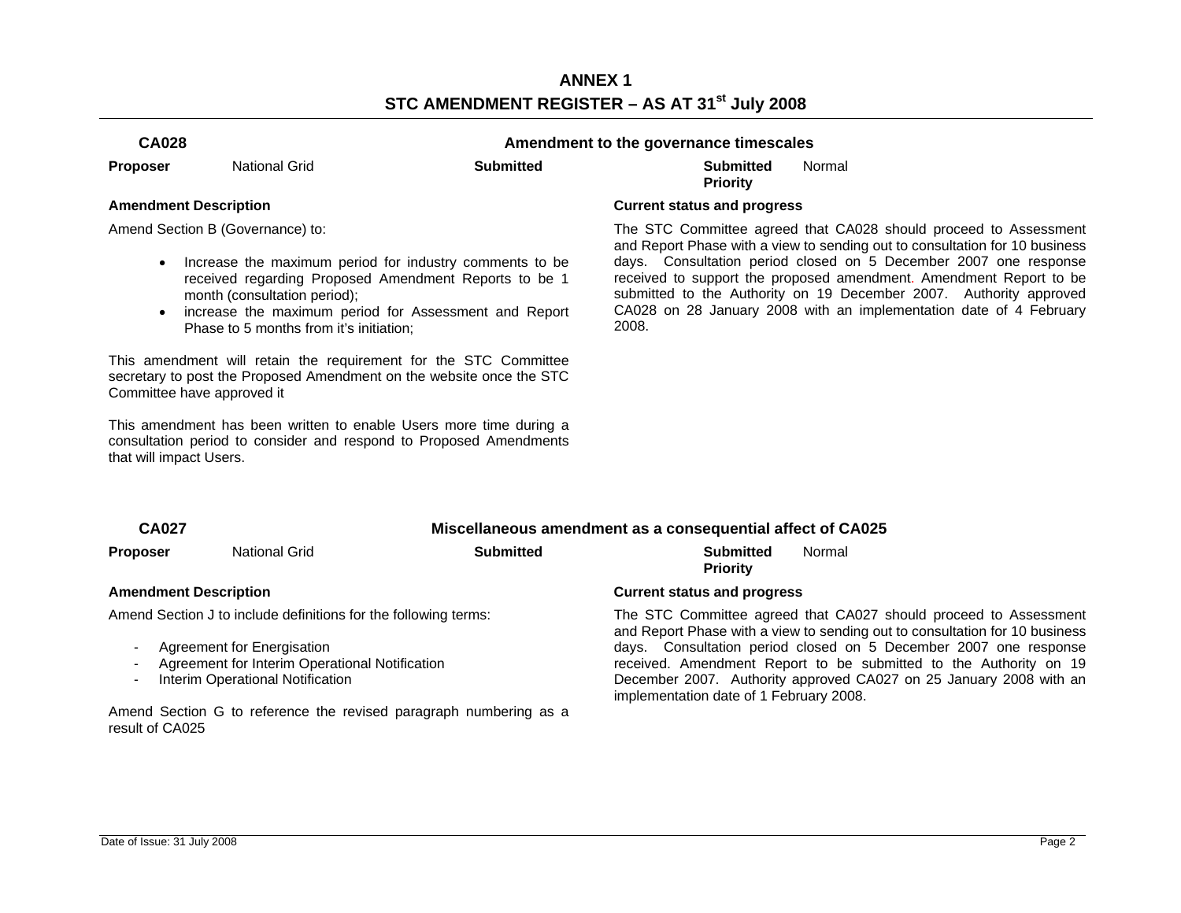# ANNEX 1
## STC AMENDMENT REGISTER – AS AT 31st July 2008

### CA028 — Amendment to the governance timescales

| **Proposer** | National Grid | **Submitted** | | **Submitted Priority** | Normal |
|---|---|---|---|---|---|

**Amendment Description**

Amend Section B (Governance) to:

- Increase the maximum period for industry comments to be received regarding Proposed Amendment Reports to be 1 month (consultation period);
- increase the maximum period for Assessment and Report Phase to 5 months from it's initiation;

This amendment will retain the requirement for the STC Committee secretary to post the Proposed Amendment on the website once the STC Committee have approved it

This amendment has been written to enable Users more time during a consultation period to consider and respond to Proposed Amendments that will impact Users.

**Current status and progress**

The STC Committee agreed that CA028 should proceed to Assessment and Report Phase with a view to sending out to consultation for 10 business days. Consultation period closed on 5 December 2007 one response received to support the proposed amendment. Amendment Report to be submitted to the Authority on 19 December 2007. Authority approved CA028 on 28 January 2008 with an implementation date of 4 February 2008.

### CA027 — Miscellaneous amendment as a consequential affect of CA025

| **Proposer** | National Grid | **Submitted** | | **Submitted Priority** | Normal |
|---|---|---|---|---|---|

**Amendment Description**

Amend Section J to include definitions for the following terms:

- Agreement for Energisation
- Agreement for Interim Operational Notification
- Interim Operational Notification

Amend Section G to reference the revised paragraph numbering as a result of CA025

**Current status and progress**

The STC Committee agreed that CA027 should proceed to Assessment and Report Phase with a view to sending out to consultation for 10 business days. Consultation period closed on 5 December 2007 one response received. Amendment Report to be submitted to the Authority on 19 December 2007. Authority approved CA027 on 25 January 2008 with an implementation date of 1 February 2008.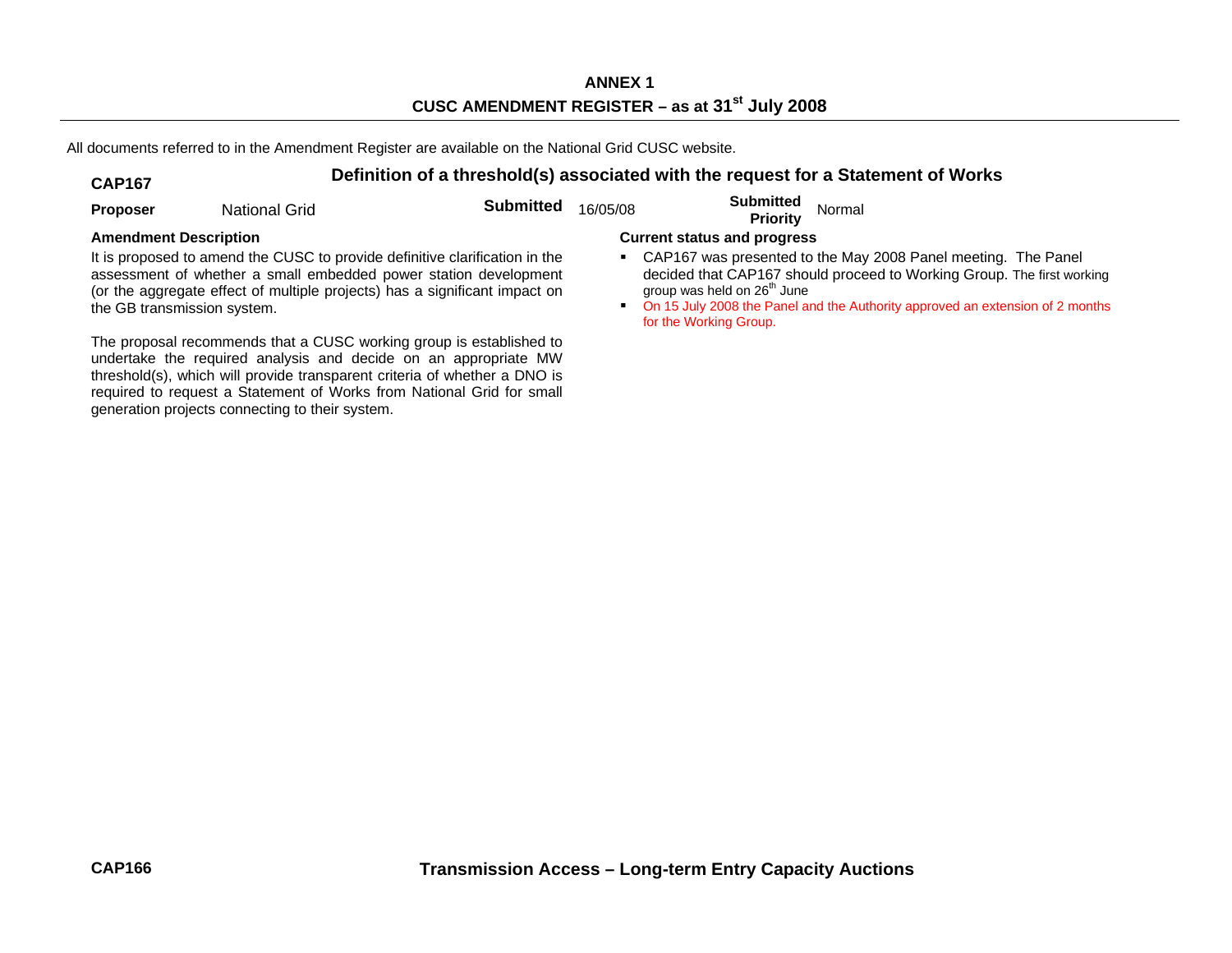**ANNEX 1**

**CUSC AMENDMENT REGISTER – as at 31st July 2008**

All documents referred to in the Amendment Register are available on the National Grid CUSC website.

## CAP167 — Definition of a threshold(s) associated with the request for a Statement of Works

**Proposer** National Grid **Submitted** 16/05/08 **Submitted Priority** Normal

**Amendment Description**

It is proposed to amend the CUSC to provide definitive clarification in the assessment of whether a small embedded power station development (or the aggregate effect of multiple projects) has a significant impact on the GB transmission system.

The proposal recommends that a CUSC working group is established to undertake the required analysis and decide on an appropriate MW threshold(s), which will provide transparent criteria of whether a DNO is required to request a Statement of Works from National Grid for small generation projects connecting to their system.

**Current status and progress**

- CAP167 was presented to the May 2008 Panel meeting. The Panel decided that CAP167 should proceed to Working Group. The first working group was held on 26th June
- On 15 July 2008 the Panel and the Authority approved an extension of 2 months for the Working Group.

## CAP166 — Transmission Access – Long-term Entry Capacity Auctions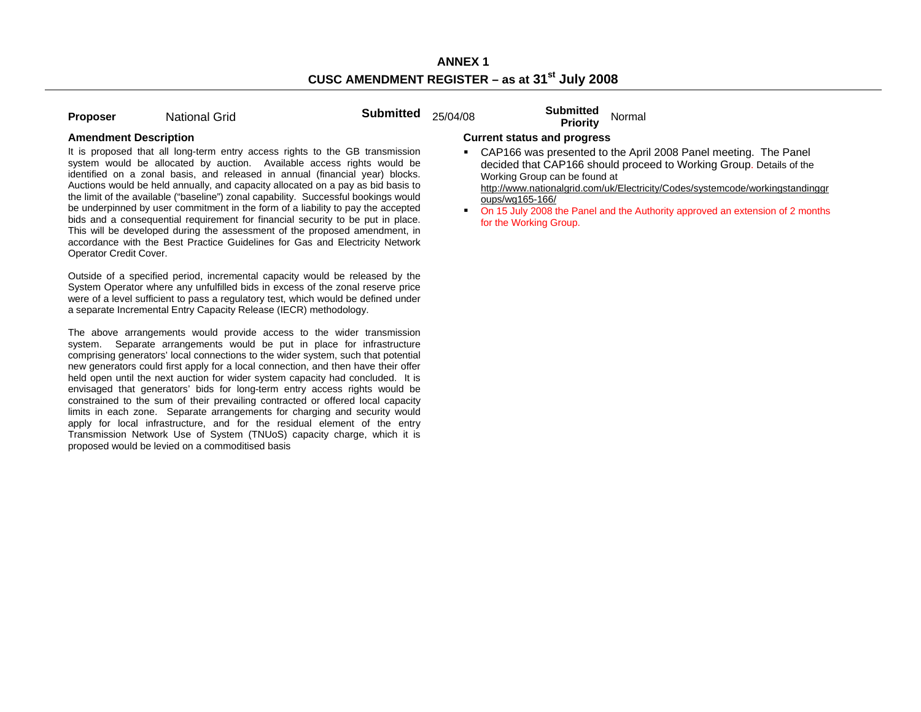## ANNEX 1

## CUSC AMENDMENT REGISTER – as at 31st July 2008

**Proposer** National Grid **Submitted** 25/04/08 **Submitted Priority** Normal

### Amendment Description

It is proposed that all long-term entry access rights to the GB transmission system would be allocated by auction. Available access rights would be identified on a zonal basis, and released in annual (financial year) blocks. Auctions would be held annually, and capacity allocated on a pay as bid basis to the limit of the available ("baseline") zonal capability. Successful bookings would be underpinned by user commitment in the form of a liability to pay the accepted bids and a consequential requirement for financial security to be put in place. This will be developed during the assessment of the proposed amendment, in accordance with the Best Practice Guidelines for Gas and Electricity Network Operator Credit Cover.

Outside of a specified period, incremental capacity would be released by the System Operator where any unfulfilled bids in excess of the zonal reserve price were of a level sufficient to pass a regulatory test, which would be defined under a separate Incremental Entry Capacity Release (IECR) methodology.

The above arrangements would provide access to the wider transmission system. Separate arrangements would be put in place for infrastructure comprising generators' local connections to the wider system, such that potential new generators could first apply for a local connection, and then have their offer held open until the next auction for wider system capacity had concluded. It is envisaged that generators' bids for long-term entry access rights would be constrained to the sum of their prevailing contracted or offered local capacity limits in each zone. Separate arrangements for charging and security would apply for local infrastructure, and for the residual element of the entry Transmission Network Use of System (TNUoS) capacity charge, which it is proposed would be levied on a commoditised basis

### Current status and progress

- CAP166 was presented to the April 2008 Panel meeting. The Panel decided that CAP166 should proceed to Working Group. Details of the Working Group can be found at http://www.nationalgrid.com/uk/Electricity/Codes/systemcode/workingstandinggroups/wg165-166/
- On 15 July 2008 the Panel and the Authority approved an extension of 2 months for the Working Group.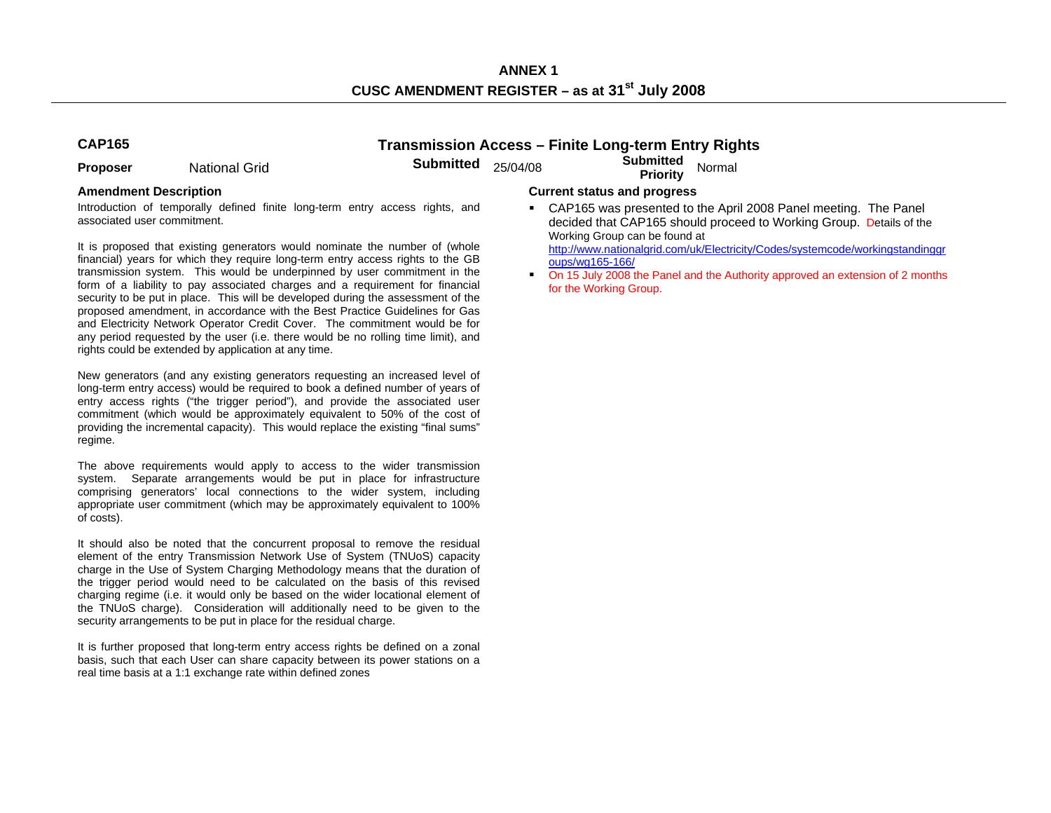# ANNEX 1

## CUSC AMENDMENT REGISTER – as at 31st July 2008

### CAP165 — Transmission Access – Finite Long-term Entry Rights

**Proposer** National Grid **Submitted** 25/04/08 **Submitted Priority** Normal

**Amendment Description**

Introduction of temporally defined finite long-term entry access rights, and associated user commitment.

It is proposed that existing generators would nominate the number of (whole financial) years for which they require long-term entry access rights to the GB transmission system. This would be underpinned by user commitment in the form of a liability to pay associated charges and a requirement for financial security to be put in place. This will be developed during the assessment of the proposed amendment, in accordance with the Best Practice Guidelines for Gas and Electricity Network Operator Credit Cover. The commitment would be for any period requested by the user (i.e. there would be no rolling time limit), and rights could be extended by application at any time.

New generators (and any existing generators requesting an increased level of long-term entry access) would be required to book a defined number of years of entry access rights ("the trigger period"), and provide the associated user commitment (which would be approximately equivalent to 50% of the cost of providing the incremental capacity). This would replace the existing "final sums" regime.

The above requirements would apply to access to the wider transmission system. Separate arrangements would be put in place for infrastructure comprising generators' local connections to the wider system, including appropriate user commitment (which may be approximately equivalent to 100% of costs).

It should also be noted that the concurrent proposal to remove the residual element of the entry Transmission Network Use of System (TNUoS) capacity charge in the Use of System Charging Methodology means that the duration of the trigger period would need to be calculated on the basis of this revised charging regime (i.e. it would only be based on the wider locational element of the TNUoS charge). Consideration will additionally need to be given to the security arrangements to be put in place for the residual charge.

It is further proposed that long-term entry access rights be defined on a zonal basis, such that each User can share capacity between its power stations on a real time basis at a 1:1 exchange rate within defined zones

**Current status and progress**

- CAP165 was presented to the April 2008 Panel meeting. The Panel decided that CAP165 should proceed to Working Group. Details of the Working Group can be found at http://www.nationalgrid.com/uk/Electricity/Codes/systemcode/workingstandinggroups/wg165-166/
- On 15 July 2008 the Panel and the Authority approved an extension of 2 months for the Working Group.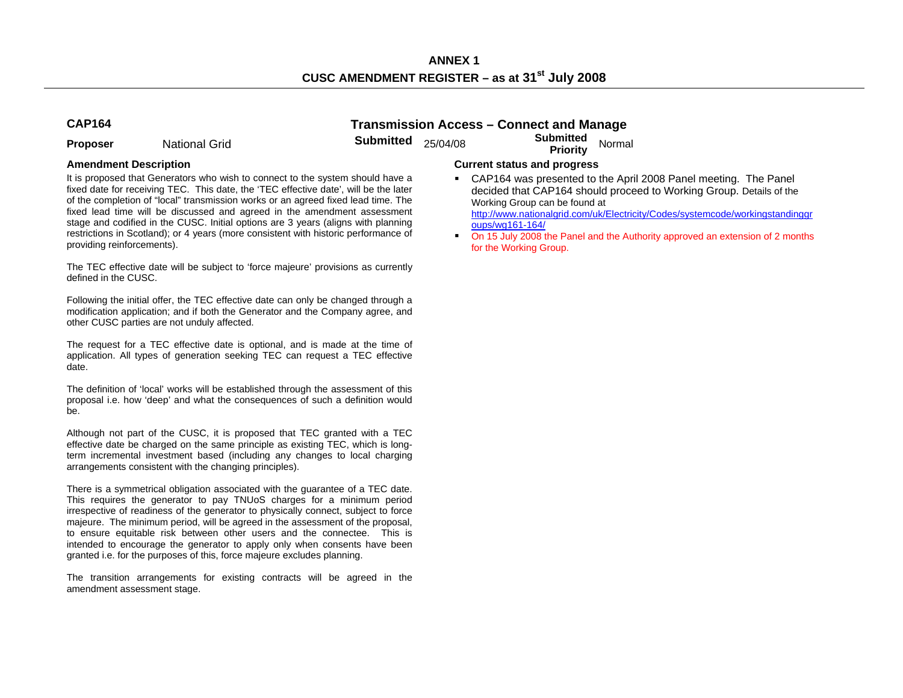# ANNEX 1

## CUSC AMENDMENT REGISTER – as at 31st July 2008

**CAP164** — **Transmission Access – Connect and Manage**

**Proposer** National Grid | **Submitted** 25/04/08 | **Submitted Priority** Normal

### Amendment Description

It is proposed that Generators who wish to connect to the system should have a fixed date for receiving TEC. This date, the 'TEC effective date', will be the later of the completion of "local" transmission works or an agreed fixed lead time. The fixed lead time will be discussed and agreed in the amendment assessment stage and codified in the CUSC. Initial options are 3 years (aligns with planning restrictions in Scotland); or 4 years (more consistent with historic performance of providing reinforcements).

The TEC effective date will be subject to 'force majeure' provisions as currently defined in the CUSC.

Following the initial offer, the TEC effective date can only be changed through a modification application; and if both the Generator and the Company agree, and other CUSC parties are not unduly affected.

The request for a TEC effective date is optional, and is made at the time of application. All types of generation seeking TEC can request a TEC effective date.

The definition of 'local' works will be established through the assessment of this proposal i.e. how 'deep' and what the consequences of such a definition would be.

Although not part of the CUSC, it is proposed that TEC granted with a TEC effective date be charged on the same principle as existing TEC, which is long-term incremental investment based (including any changes to local charging arrangements consistent with the changing principles).

There is a symmetrical obligation associated with the guarantee of a TEC date. This requires the generator to pay TNUoS charges for a minimum period irrespective of readiness of the generator to physically connect, subject to force majeure. The minimum period, will be agreed in the assessment of the proposal, to ensure equitable risk between other users and the connectee. This is intended to encourage the generator to apply only when consents have been granted i.e. for the purposes of this, force majeure excludes planning.

The transition arrangements for existing contracts will be agreed in the amendment assessment stage.

### Current status and progress

- CAP164 was presented to the April 2008 Panel meeting. The Panel decided that CAP164 should proceed to Working Group. Details of the Working Group can be found at http://www.nationalgrid.com/uk/Electricity/Codes/systemcode/workingstandinggroups/wg161-164/
- On 15 July 2008 the Panel and the Authority approved an extension of 2 months for the Working Group.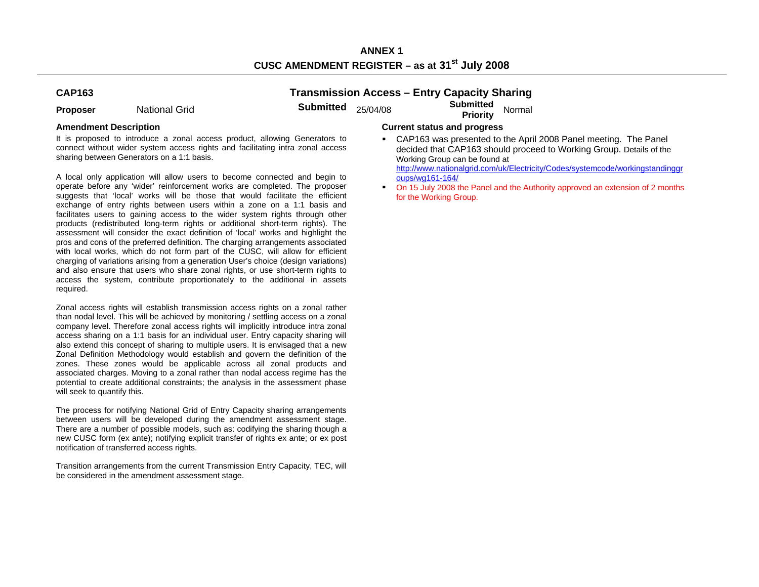# ANNEX 1

## CUSC AMENDMENT REGISTER – as at 31st July 2008

## CAP163 — Transmission Access – Entry Capacity Sharing

**Proposer** National Grid **Submitted** 25/04/08 **Submitted Priority** Normal

### Amendment Description

It is proposed to introduce a zonal access product, allowing Generators to connect without wider system access rights and facilitating intra zonal access sharing between Generators on a 1:1 basis.

A local only application will allow users to become connected and begin to operate before any 'wider' reinforcement works are completed. The proposer suggests that 'local' works will be those that would facilitate the efficient exchange of entry rights between users within a zone on a 1:1 basis and facilitates users to gaining access to the wider system rights through other products (redistributed long-term rights or additional short-term rights). The assessment will consider the exact definition of 'local' works and highlight the pros and cons of the preferred definition. The charging arrangements associated with local works, which do not form part of the CUSC, will allow for efficient charging of variations arising from a generation User's choice (design variations) and also ensure that users who share zonal rights, or use short-term rights to access the system, contribute proportionately to the additional in assets required.

Zonal access rights will establish transmission access rights on a zonal rather than nodal level. This will be achieved by monitoring / settling access on a zonal company level. Therefore zonal access rights will implicitly introduce intra zonal access sharing on a 1:1 basis for an individual user. Entry capacity sharing will also extend this concept of sharing to multiple users. It is envisaged that a new Zonal Definition Methodology would establish and govern the definition of the zones. These zones would be applicable across all zonal products and associated charges. Moving to a zonal rather than nodal access regime has the potential to create additional constraints; the analysis in the assessment phase will seek to quantify this.

The process for notifying National Grid of Entry Capacity sharing arrangements between users will be developed during the amendment assessment stage. There are a number of possible models, such as: codifying the sharing though a new CUSC form (ex ante); notifying explicit transfer of rights ex ante; or ex post notification of transferred access rights.

Transition arrangements from the current Transmission Entry Capacity, TEC, will be considered in the amendment assessment stage.

### Current status and progress

- CAP163 was presented to the April 2008 Panel meeting. The Panel decided that CAP163 should proceed to Working Group. Details of the Working Group can be found at http://www.nationalgrid.com/uk/Electricity/Codes/systemcode/workingstandinggroups/wg161-164/
- On 15 July 2008 the Panel and the Authority approved an extension of 2 months for the Working Group.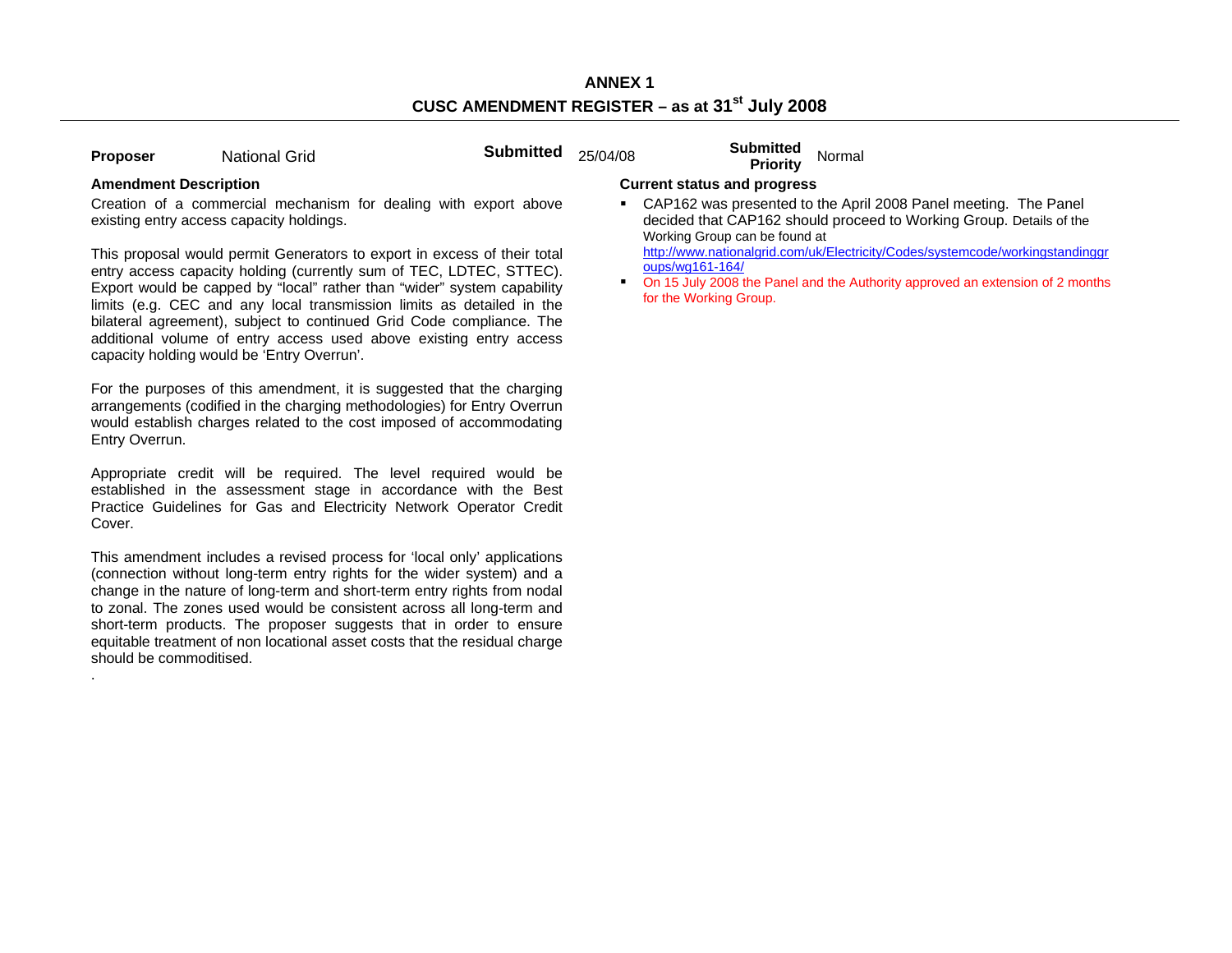**ANNEX 1**

**CUSC AMENDMENT REGISTER – as at 31st July 2008**

**Proposer** National Grid **Submitted** 25/04/08 **Submitted Priority** Normal

**Amendment Description**

Creation of a commercial mechanism for dealing with export above existing entry access capacity holdings.

This proposal would permit Generators to export in excess of their total entry access capacity holding (currently sum of TEC, LDTEC, STTEC). Export would be capped by "local" rather than "wider" system capability limits (e.g. CEC and any local transmission limits as detailed in the bilateral agreement), subject to continued Grid Code compliance. The additional volume of entry access used above existing entry access capacity holding would be 'Entry Overrun'.

For the purposes of this amendment, it is suggested that the charging arrangements (codified in the charging methodologies) for Entry Overrun would establish charges related to the cost imposed of accommodating Entry Overrun.

Appropriate credit will be required. The level required would be established in the assessment stage in accordance with the Best Practice Guidelines for Gas and Electricity Network Operator Credit Cover.

This amendment includes a revised process for 'local only' applications (connection without long-term entry rights for the wider system) and a change in the nature of long-term and short-term entry rights from nodal to zonal. The zones used would be consistent across all long-term and short-term products. The proposer suggests that in order to ensure equitable treatment of non locational asset costs that the residual charge should be commoditised.

.

**Current status and progress**

- CAP162 was presented to the April 2008 Panel meeting. The Panel decided that CAP162 should proceed to Working Group. Details of the Working Group can be found at http://www.nationalgrid.com/uk/Electricity/Codes/systemcode/workingstandinggroups/wg161-164/
- On 15 July 2008 the Panel and the Authority approved an extension of 2 months for the Working Group.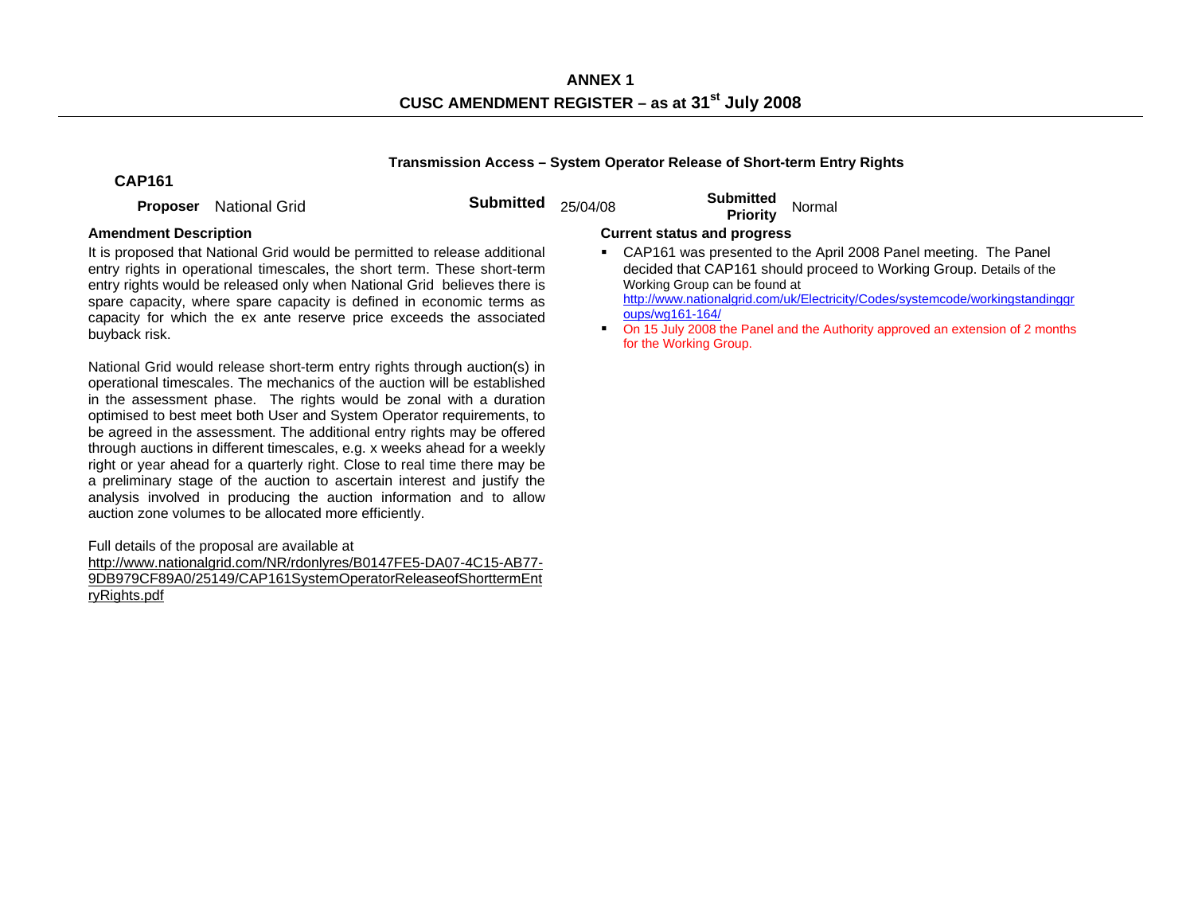**ANNEX 1**

**CUSC AMENDMENT REGISTER – as at 31st July 2008**

**Transmission Access – System Operator Release of Short-term Entry Rights**

**CAP161**

**Proposer** National Grid | **Submitted** 25/04/08 | **Submitted Priority** Normal

**Amendment Description**

It is proposed that National Grid would be permitted to release additional entry rights in operational timescales, the short term. These short-term entry rights would be released only when National Grid believes there is spare capacity, where spare capacity is defined in economic terms as capacity for which the ex ante reserve price exceeds the associated buyback risk.

National Grid would release short-term entry rights through auction(s) in operational timescales. The mechanics of the auction will be established in the assessment phase. The rights would be zonal with a duration optimised to best meet both User and System Operator requirements, to be agreed in the assessment. The additional entry rights may be offered through auctions in different timescales, e.g. x weeks ahead for a weekly right or year ahead for a quarterly right. Close to real time there may be a preliminary stage of the auction to ascertain interest and justify the analysis involved in producing the auction information and to allow auction zone volumes to be allocated more efficiently.

Full details of the proposal are available at http://www.nationalgrid.com/NR/rdonlyres/B0147FE5-DA07-4C15-AB77-9DB979CF89A0/25149/CAP161SystemOperatorReleaseofShorttermEntryRights.pdf

**Current status and progress**

- CAP161 was presented to the April 2008 Panel meeting. The Panel decided that CAP161 should proceed to Working Group. Details of the Working Group can be found at http://www.nationalgrid.com/uk/Electricity/Codes/systemcode/workingstandinggroups/wg161-164/
- On 15 July 2008 the Panel and the Authority approved an extension of 2 months for the Working Group.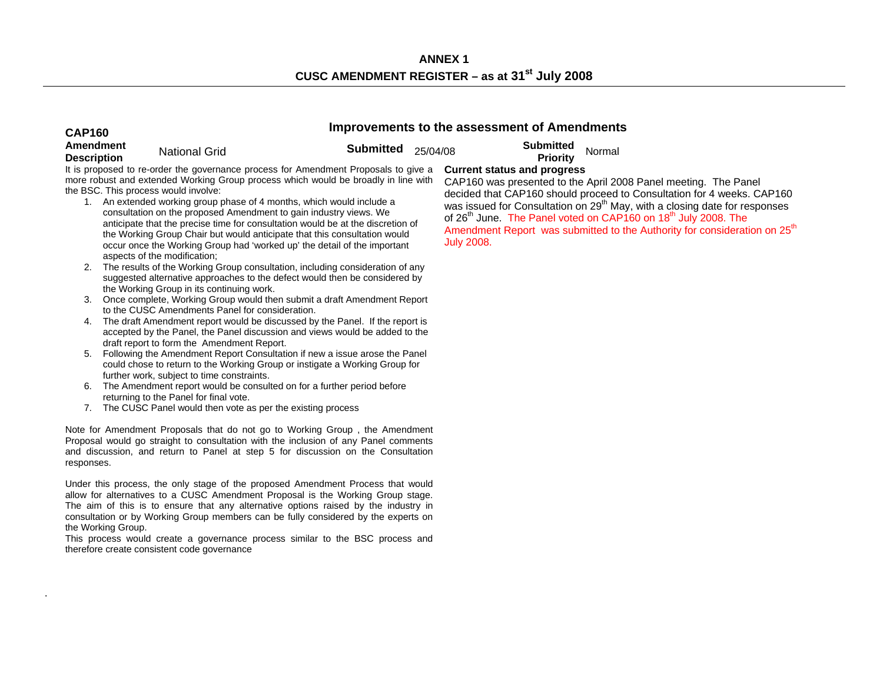# ANNEX 1

## CUSC AMENDMENT REGISTER – as at 31st July 2008

### CAP160 — Improvements to the assessment of Amendments

**Amendment Description** National Grid **Submitted** 25/04/08 **Submitted Priority** Normal

It is proposed to re-order the governance process for Amendment Proposals to give a more robust and extended Working Group process which would be broadly in line with the BSC. This process would involve:

1. An extended working group phase of 4 months, which would include a consultation on the proposed Amendment to gain industry views. We anticipate that the precise time for consultation would be at the discretion of the Working Group Chair but would anticipate that this consultation would occur once the Working Group had 'worked up' the detail of the important aspects of the modification;
2. The results of the Working Group consultation, including consideration of any suggested alternative approaches to the defect would then be considered by the Working Group in its continuing work.
3. Once complete, Working Group would then submit a draft Amendment Report to the CUSC Amendments Panel for consideration.
4. The draft Amendment report would be discussed by the Panel. If the report is accepted by the Panel, the Panel discussion and views would be added to the draft report to form the Amendment Report.
5. Following the Amendment Report Consultation if new a issue arose the Panel could chose to return to the Working Group or instigate a Working Group for further work, subject to time constraints.
6. The Amendment report would be consulted on for a further period before returning to the Panel for final vote.
7. The CUSC Panel would then vote as per the existing process

Note for Amendment Proposals that do not go to Working Group , the Amendment Proposal would go straight to consultation with the inclusion of any Panel comments and discussion, and return to Panel at step 5 for discussion on the Consultation responses.

Under this process, the only stage of the proposed Amendment Process that would allow for alternatives to a CUSC Amendment Proposal is the Working Group stage. The aim of this is to ensure that any alternative options raised by the industry in consultation or by Working Group members can be fully considered by the experts on the Working Group.

This process would create a governance process similar to the BSC process and therefore create consistent code governance

**Current status and progress**

CAP160 was presented to the April 2008 Panel meeting. The Panel decided that CAP160 should proceed to Consultation for 4 weeks. CAP160 was issued for Consultation on 29th May, with a closing date for responses of 26th June. The Panel voted on CAP160 on 18th July 2008. The Amendment Report was submitted to the Authority for consideration on 25th July 2008.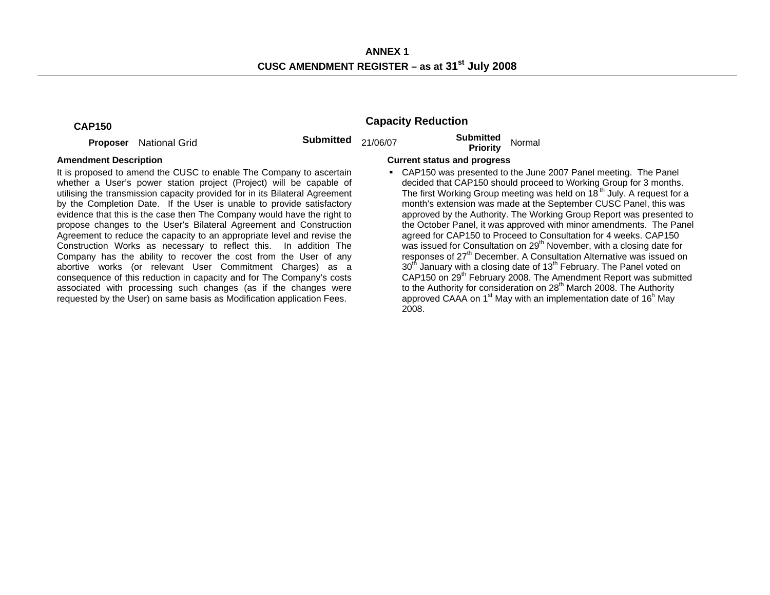**ANNEX 1**

**CUSC AMENDMENT REGISTER – as at 31st July 2008**

## CAP150

## Capacity Reduction

**Proposer** National Grid **Submitted** 21/06/07 **Submitted Priority** Normal

**Amendment Description**

It is proposed to amend the CUSC to enable The Company to ascertain whether a User's power station project (Project) will be capable of utilising the transmission capacity provided for in its Bilateral Agreement by the Completion Date. If the User is unable to provide satisfactory evidence that this is the case then The Company would have the right to propose changes to the User's Bilateral Agreement and Construction Agreement to reduce the capacity to an appropriate level and revise the Construction Works as necessary to reflect this. In addition The Company has the ability to recover the cost from the User of any abortive works (or relevant User Commitment Charges) as a consequence of this reduction in capacity and for The Company's costs associated with processing such changes (as if the changes were requested by the User) on same basis as Modification application Fees.

**Current status and progress**

- CAP150 was presented to the June 2007 Panel meeting. The Panel decided that CAP150 should proceed to Working Group for 3 months. The first Working Group meeting was held on 18th July. A request for a month's extension was made at the September CUSC Panel, this was approved by the Authority. The Working Group Report was presented to the October Panel, it was approved with minor amendments. The Panel agreed for CAP150 to Proceed to Consultation for 4 weeks. CAP150 was issued for Consultation on 29th November, with a closing date for responses of 27th December. A Consultation Alternative was issued on 30th January with a closing date of 13th February. The Panel voted on CAP150 on 29th February 2008. The Amendment Report was submitted to the Authority for consideration on 28th March 2008. The Authority approved CAAA on 1st May with an implementation date of 16h May 2008.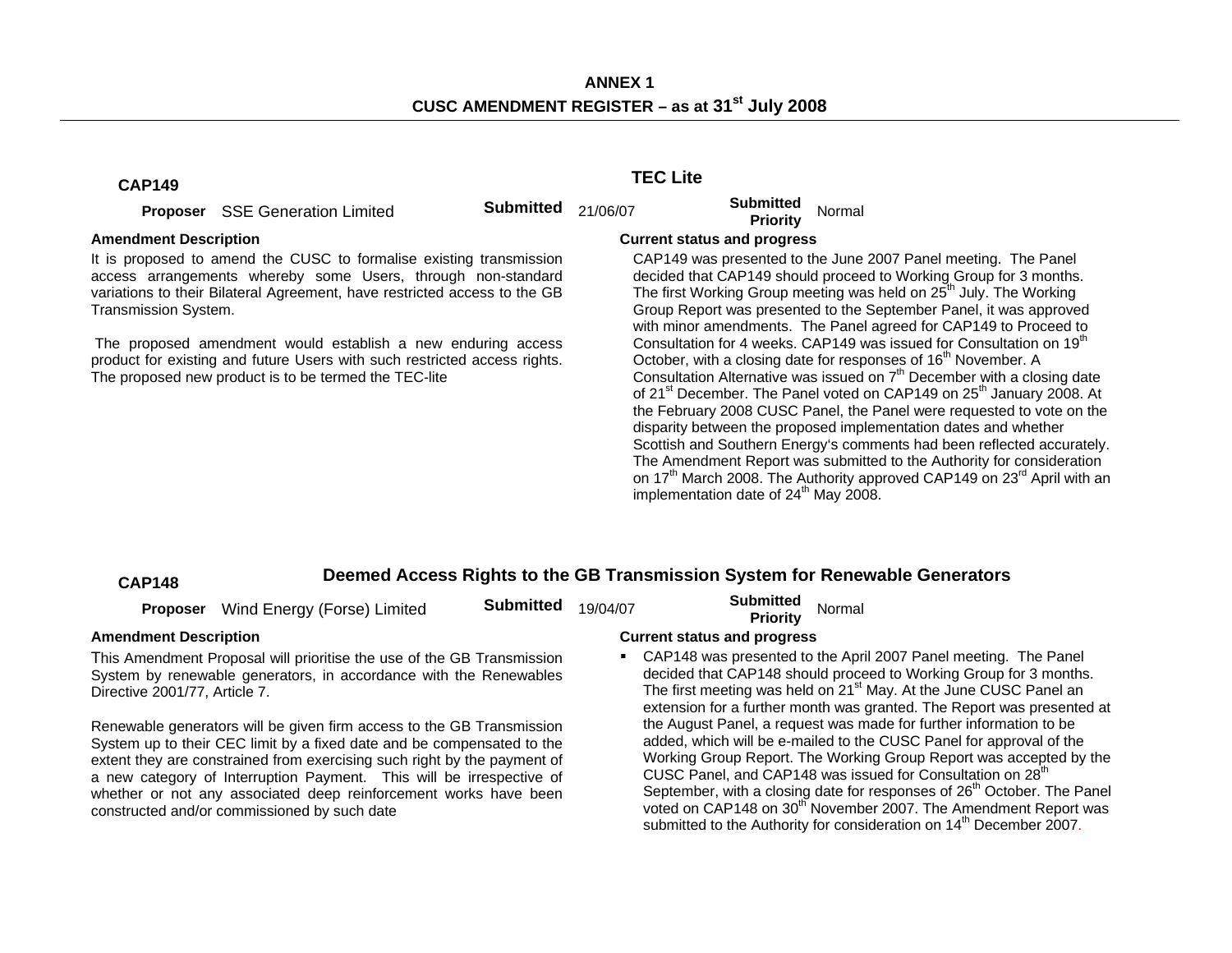## ANNEX 1

## CUSC AMENDMENT REGISTER – as at 31st July 2008

### CAP149 — TEC Lite

**Proposer** SSE Generation Limited

**Submitted** 21/06/07

**Submitted Priority** Normal

**Amendment Description**

It is proposed to amend the CUSC to formalise existing transmission access arrangements whereby some Users, through non-standard variations to their Bilateral Agreement, have restricted access to the GB Transmission System.

The proposed amendment would establish a new enduring access product for existing and future Users with such restricted access rights. The proposed new product is to be termed the TEC-lite

**Current status and progress**

CAP149 was presented to the June 2007 Panel meeting. The Panel decided that CAP149 should proceed to Working Group for 3 months. The first Working Group meeting was held on 25th July. The Working Group Report was presented to the September Panel, it was approved with minor amendments. The Panel agreed for CAP149 to Proceed to Consultation for 4 weeks. CAP149 was issued for Consultation on 19th October, with a closing date for responses of 16th November. A Consultation Alternative was issued on 7th December with a closing date of 21st December. The Panel voted on CAP149 on 25th January 2008. At the February 2008 CUSC Panel, the Panel were requested to vote on the disparity between the proposed implementation dates and whether Scottish and Southern Energy's comments had been reflected accurately. The Amendment Report was submitted to the Authority for consideration on 17th March 2008. The Authority approved CAP149 on 23rd April with an implementation date of 24th May 2008.

### CAP148 — Deemed Access Rights to the GB Transmission System for Renewable Generators

**Proposer** Wind Energy (Forse) Limited

**Submitted** 19/04/07

**Submitted Priority** Normal

**Amendment Description**

This Amendment Proposal will prioritise the use of the GB Transmission System by renewable generators, in accordance with the Renewables Directive 2001/77, Article 7.

Renewable generators will be given firm access to the GB Transmission System up to their CEC limit by a fixed date and be compensated to the extent they are constrained from exercising such right by the payment of a new category of Interruption Payment. This will be irrespective of whether or not any associated deep reinforcement works have been constructed and/or commissioned by such date

**Current status and progress**

- CAP148 was presented to the April 2007 Panel meeting. The Panel decided that CAP148 should proceed to Working Group for 3 months. The first meeting was held on 21st May. At the June CUSC Panel an extension for a further month was granted. The Report was presented at the August Panel, a request was made for further information to be added, which will be e-mailed to the CUSC Panel for approval of the Working Group Report. The Working Group Report was accepted by the CUSC Panel, and CAP148 was issued for Consultation on 28th September, with a closing date for responses of 26th October. The Panel voted on CAP148 on 30th November 2007. The Amendment Report was submitted to the Authority for consideration on 14th December 2007.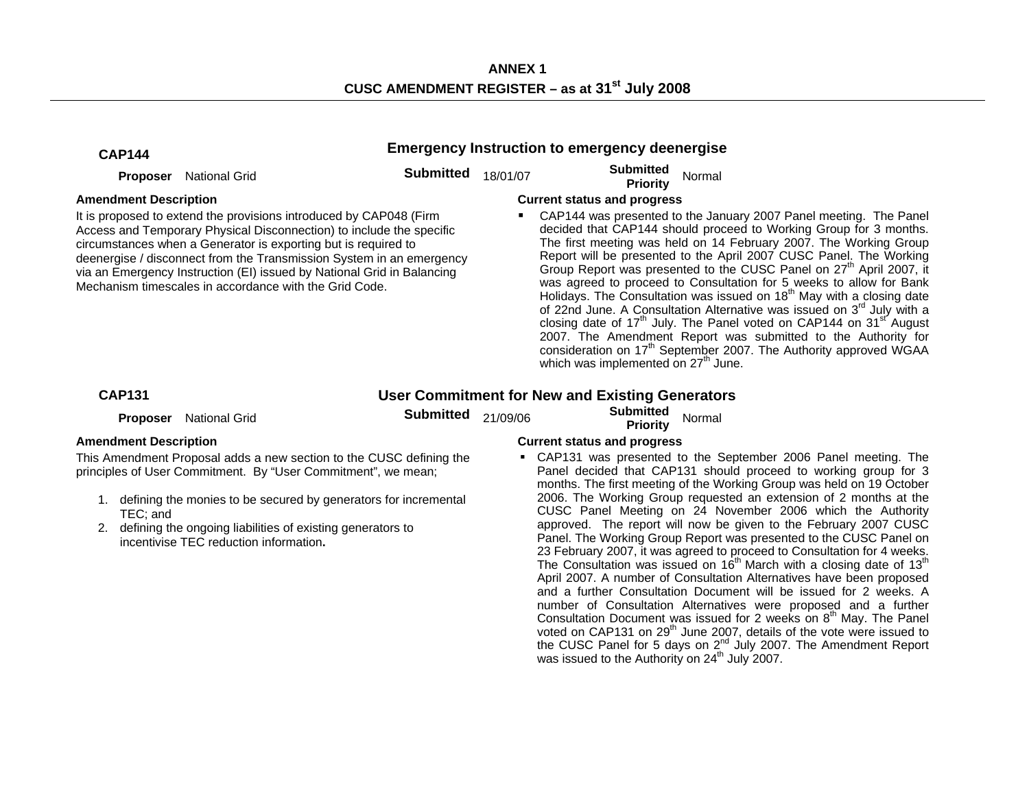# ANNEX 1

## CUSC AMENDMENT REGISTER – as at 31st July 2008

### CAP144 — Emergency Instruction to emergency deenergise

**Proposer** National Grid | **Submitted** 18/01/07 | **Submitted Priority** Normal

**Amendment Description**

It is proposed to extend the provisions introduced by CAP048 (Firm Access and Temporary Physical Disconnection) to include the specific circumstances when a Generator is exporting but is required to deenergise / disconnect from the Transmission System in an emergency via an Emergency Instruction (EI) issued by National Grid in Balancing Mechanism timescales in accordance with the Grid Code.

**Current status and progress**

- CAP144 was presented to the January 2007 Panel meeting. The Panel decided that CAP144 should proceed to Working Group for 3 months. The first meeting was held on 14 February 2007. The Working Group Report will be presented to the April 2007 CUSC Panel. The Working Group Report was presented to the CUSC Panel on 27th April 2007, it was agreed to proceed to Consultation for 5 weeks to allow for Bank Holidays. The Consultation was issued on 18th May with a closing date of 22nd June. A Consultation Alternative was issued on 3rd July with a closing date of 17th July. The Panel voted on CAP144 on 31st August 2007. The Amendment Report was submitted to the Authority for consideration on 17th September 2007. The Authority approved WGAA which was implemented on 27th June.

### CAP131 — User Commitment for New and Existing Generators

**Proposer** National Grid | **Submitted** 21/09/06 | **Submitted Priority** Normal

**Amendment Description**

This Amendment Proposal adds a new section to the CUSC defining the principles of User Commitment. By "User Commitment", we mean;

1. defining the monies to be secured by generators for incremental TEC; and
2. defining the ongoing liabilities of existing generators to incentivise TEC reduction information**.**

**Current status and progress**

- CAP131 was presented to the September 2006 Panel meeting. The Panel decided that CAP131 should proceed to working group for 3 months. The first meeting of the Working Group was held on 19 October 2006. The Working Group requested an extension of 2 months at the CUSC Panel Meeting on 24 November 2006 which the Authority approved. The report will now be given to the February 2007 CUSC Panel. The Working Group Report was presented to the CUSC Panel on 23 February 2007, it was agreed to proceed to Consultation for 4 weeks. The Consultation was issued on 16th March with a closing date of 13th April 2007. A number of Consultation Alternatives have been proposed and a further Consultation Document will be issued for 2 weeks. A number of Consultation Alternatives were proposed and a further Consultation Document was issued for 2 weeks on 8th May. The Panel voted on CAP131 on 29th June 2007, details of the vote were issued to the CUSC Panel for 5 days on 2nd July 2007. The Amendment Report was issued to the Authority on 24th July 2007.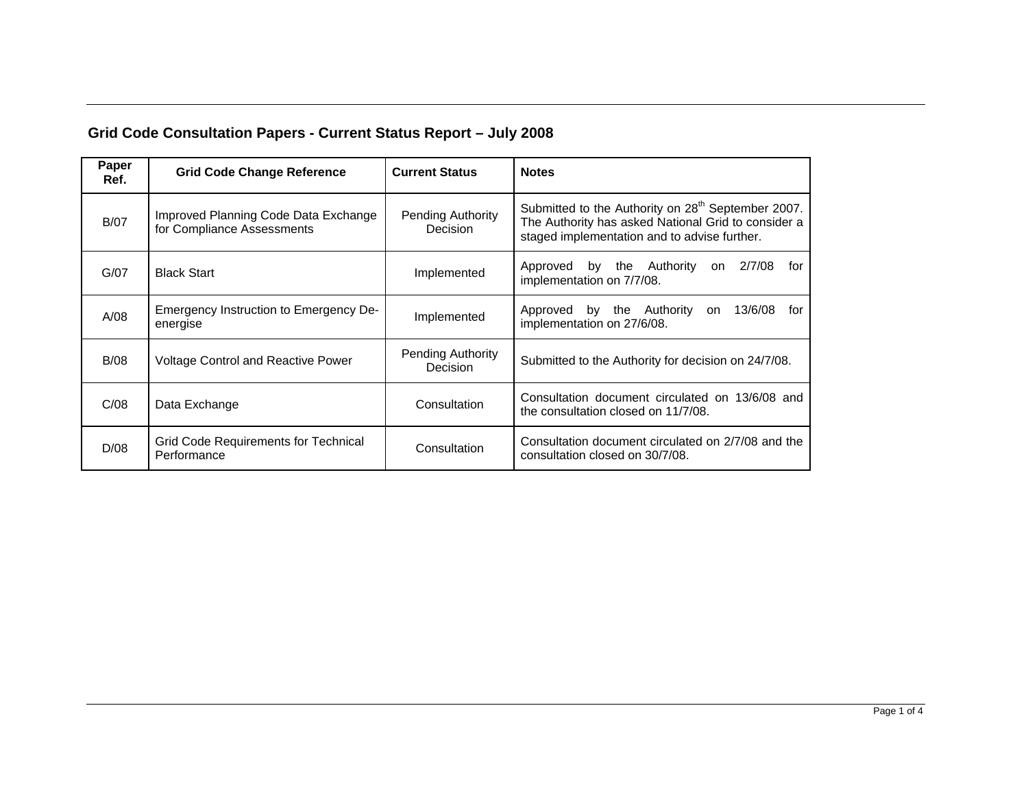## Grid Code Consultation Papers - Current Status Report – July 2008

| Paper Ref. | Grid Code Change Reference | Current Status | Notes |
|---|---|---|---|
| B/07 | Improved Planning Code Data Exchange for Compliance Assessments | Pending Authority Decision | Submitted to the Authority on 28th September 2007. The Authority has asked National Grid to consider a staged implementation and to advise further. |
| G/07 | Black Start | Implemented | Approved by the Authority on 2/7/08 for implementation on 7/7/08. |
| A/08 | Emergency Instruction to Emergency De-energise | Implemented | Approved by the Authority on 13/6/08 for implementation on 27/6/08. |
| B/08 | Voltage Control and Reactive Power | Pending Authority Decision | Submitted to the Authority for decision on 24/7/08. |
| C/08 | Data Exchange | Consultation | Consultation document circulated on 13/6/08 and the consultation closed on 11/7/08. |
| D/08 | Grid Code Requirements for Technical Performance | Consultation | Consultation document circulated on 2/7/08 and the consultation closed on 30/7/08. |